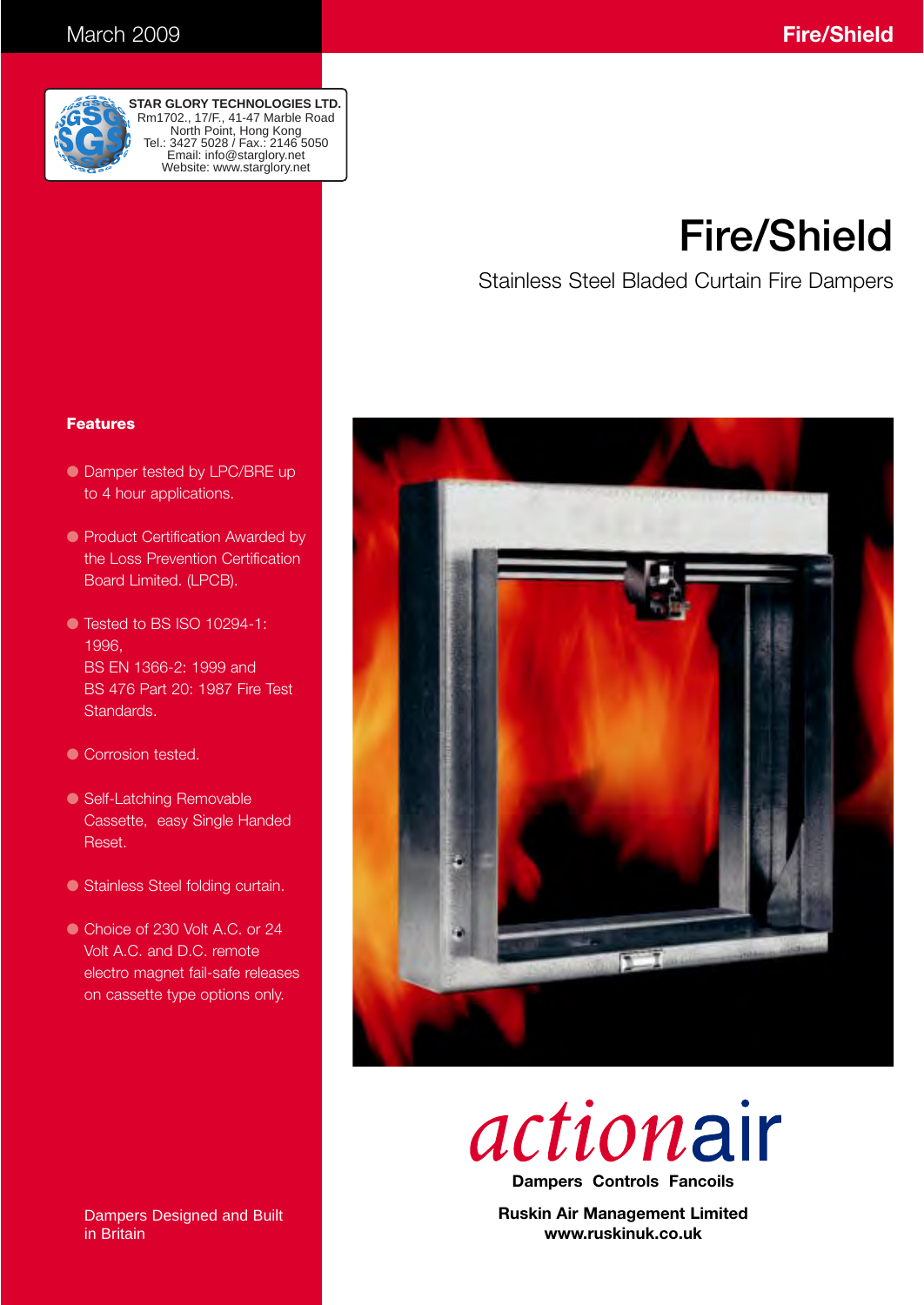March 2009

**STAR GLORY TECHNOLOGIES LTD.**
Rm1702., 17/F., 41-47 Marble Road
North Point, Hong Kong
Tel.: 3427 5028 / Fax.: 2146 5050
Email: info@starglory.net
Website: www.starglory.net

# Fire/Shield

Stainless Steel Bladed Curtain Fire Dampers

### Features

- Damper tested by LPC/BRE up to 4 hour applications.
- Product Certification Awarded by the Loss Prevention Certification Board Limited. (LPCB).
- Tested to BS ISO 10294-1: 1996, BS EN 1366-2: 1999 and BS 476 Part 20: 1987 Fire Test Standards.
- Corrosion tested.
- Self-Latching Removable Cassette, easy Single Handed Reset.
- Stainless Steel folding curtain.
- Choice of 230 Volt A.C. or 24 Volt A.C. and D.C. remote electro magnet fail-safe releases on cassette type options only.

Dampers Designed and Built in Britain

actionair

**Dampers Controls Fancoils**

**Ruskin Air Management Limited**
**www.ruskinuk.co.uk**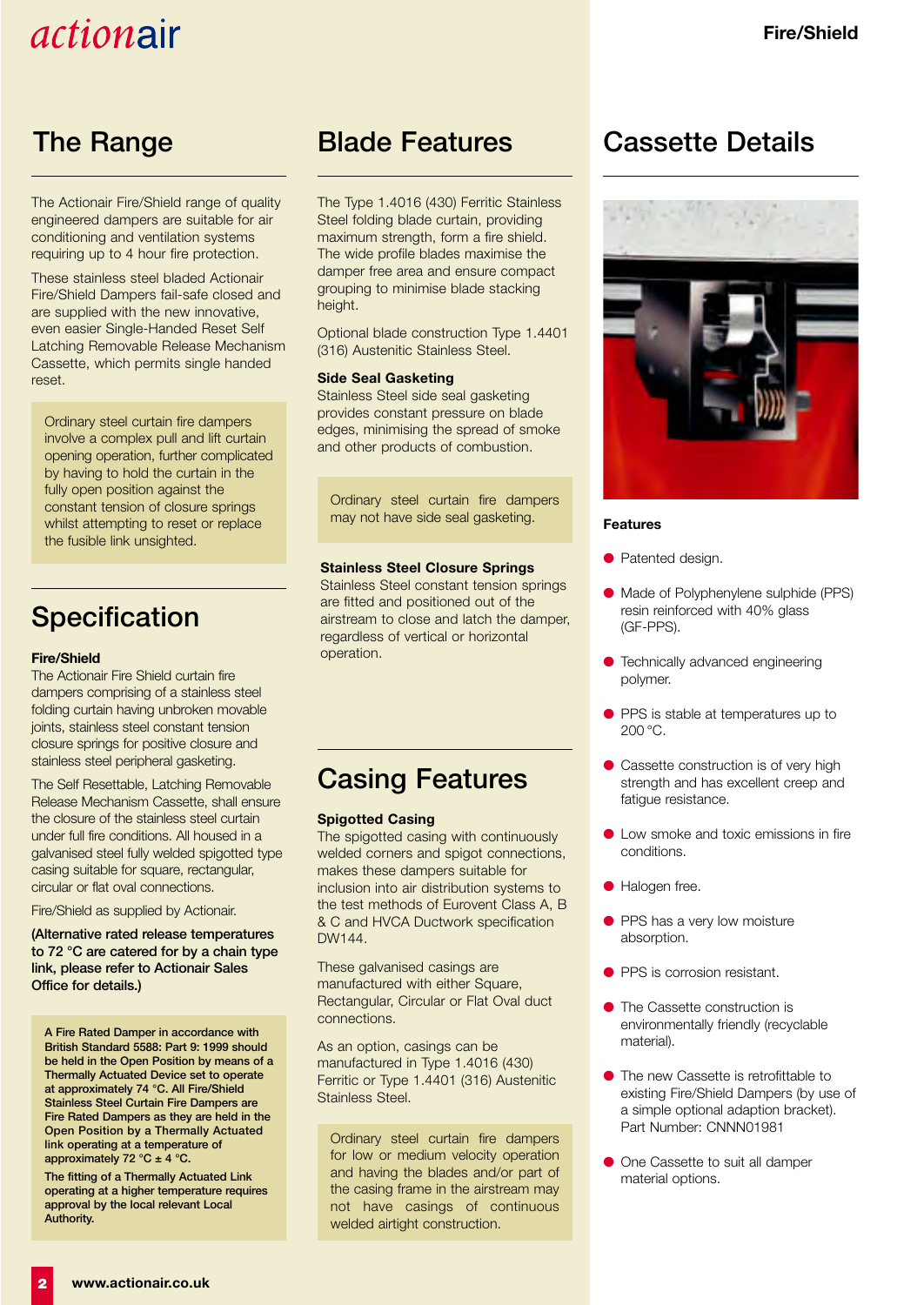## The Range

The Actionair Fire/Shield range of quality engineered dampers are suitable for air conditioning and ventilation systems requiring up to 4 hour fire protection.

These stainless steel bladed Actionair Fire/Shield Dampers fail-safe closed and are supplied with the new innovative, even easier Single-Handed Reset Self Latching Removable Release Mechanism Cassette, which permits single handed reset.

Ordinary steel curtain fire dampers involve a complex pull and lift curtain opening operation, further complicated by having to hold the curtain in the fully open position against the constant tension of closure springs whilst attempting to reset or replace the fusible link unsighted.

## Specification

**Fire/Shield**

The Actionair Fire Shield curtain fire dampers comprising of a stainless steel folding curtain having unbroken movable joints, stainless steel constant tension closure springs for positive closure and stainless steel peripheral gasketing.

The Self Resettable, Latching Removable Release Mechanism Cassette, shall ensure the closure of the stainless steel curtain under full fire conditions. All housed in a galvanised steel fully welded spigotted type casing suitable for square, rectangular, circular or flat oval connections.

Fire/Shield as supplied by Actionair.

**(Alternative rated release temperatures to 72 °C are catered for by a chain type link, please refer to Actionair Sales Office for details.)**

**A Fire Rated Damper in accordance with British Standard 5588: Part 9: 1999 should be held in the Open Position by means of a Thermally Actuated Device set to operate at approximately 74 °C. All Fire/Shield Stainless Steel Curtain Fire Dampers are Fire Rated Dampers as they are held in the Open Position by a Thermally Actuated link operating at a temperature of approximately 72 °C ± 4 °C.**

**The fitting of a Thermally Actuated Link operating at a higher temperature requires approval by the local relevant Local Authority.**

## Blade Features

The Type 1.4016 (430) Ferritic Stainless Steel folding blade curtain, providing maximum strength, form a fire shield. The wide profile blades maximise the damper free area and ensure compact grouping to minimise blade stacking height.

Optional blade construction Type 1.4401 (316) Austenitic Stainless Steel.

**Side Seal Gasketing**

Stainless Steel side seal gasketing provides constant pressure on blade edges, minimising the spread of smoke and other products of combustion.

Ordinary steel curtain fire dampers may not have side seal gasketing.

**Stainless Steel Closure Springs**

Stainless Steel constant tension springs are fitted and positioned out of the airstream to close and latch the damper, regardless of vertical or horizontal operation.

## Casing Features

**Spigotted Casing**

The spigotted casing with continuously welded corners and spigot connections, makes these dampers suitable for inclusion into air distribution systems to the test methods of Eurovent Class A, B & C and HVCA Ductwork specification DW144.

These galvanised casings are manufactured with either Square, Rectangular, Circular or Flat Oval duct connections.

As an option, casings can be manufactured in Type 1.4016 (430) Ferritic or Type 1.4401 (316) Austenitic Stainless Steel.

Ordinary steel curtain fire dampers for low or medium velocity operation and having the blades and/or part of the casing frame in the airstream may not have casings of continuous welded airtight construction.

## Cassette Details

**Features**

- Patented design.
- Made of Polyphenylene sulphide (PPS) resin reinforced with 40% glass (GF-PPS).
- Technically advanced engineering polymer.
- PPS is stable at temperatures up to 200 °C.
- Cassette construction is of very high strength and has excellent creep and fatigue resistance.
- Low smoke and toxic emissions in fire conditions.
- Halogen free.
- PPS has a very low moisture absorption.
- PPS is corrosion resistant.
- The Cassette construction is environmentally friendly (recyclable material).
- The new Cassette is retrofittable to existing Fire/Shield Dampers (by use of a simple optional adaption bracket). Part Number: CNNN01981
- One Cassette to suit all damper material options.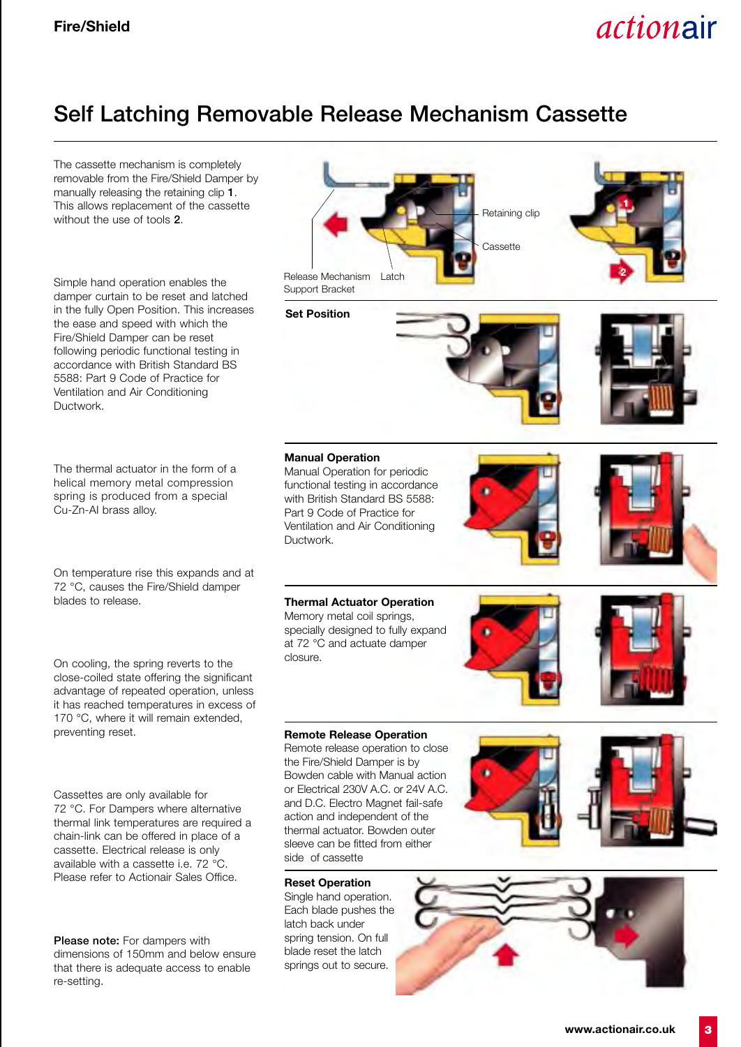# Self Latching Removable Release Mechanism Cassette

The cassette mechanism is completely removable from the Fire/Shield Damper by manually releasing the retaining clip **1**. This allows replacement of the cassette without the use of tools **2**.

Retaining clip

Cassette

Release Mechanism Support Bracket

Latch

Simple hand operation enables the damper curtain to be reset and latched in the fully Open Position. This increases the ease and speed with which the Fire/Shield Damper can be reset following periodic functional testing in accordance with British Standard BS 5588: Part 9 Code of Practice for Ventilation and Air Conditioning Ductwork.

**Set Position**

The thermal actuator in the form of a helical memory metal compression spring is produced from a special Cu-Zn-Al brass alloy.

**Manual Operation**
Manual Operation for periodic functional testing in accordance with British Standard BS 5588: Part 9 Code of Practice for Ventilation and Air Conditioning Ductwork.

On temperature rise this expands and at 72 °C, causes the Fire/Shield damper blades to release.

**Thermal Actuator Operation**
Memory metal coil springs, specially designed to fully expand at 72 °C and actuate damper closure.

On cooling, the spring reverts to the close-coiled state offering the significant advantage of repeated operation, unless it has reached temperatures in excess of 170 °C, where it will remain extended, preventing reset.

**Remote Release Operation**
Remote release operation to close the Fire/Shield Damper is by Bowden cable with Manual action or Electrical 230V A.C. or 24V A.C. and D.C. Electro Magnet fail-safe action and independent of the thermal actuator. Bowden outer sleeve can be fitted from either side of cassette

Cassettes are only available for 72 °C. For Dampers where alternative thermal link temperatures are required a chain-link can be offered in place of a cassette. Electrical release is only available with a cassette i.e. 72 °C. Please refer to Actionair Sales Office.

**Reset Operation**
Single hand operation. Each blade pushes the latch back under spring tension. On full blade reset the latch springs out to secure.

**Please note:** For dampers with dimensions of 150mm and below ensure that there is adequate access to enable re-setting.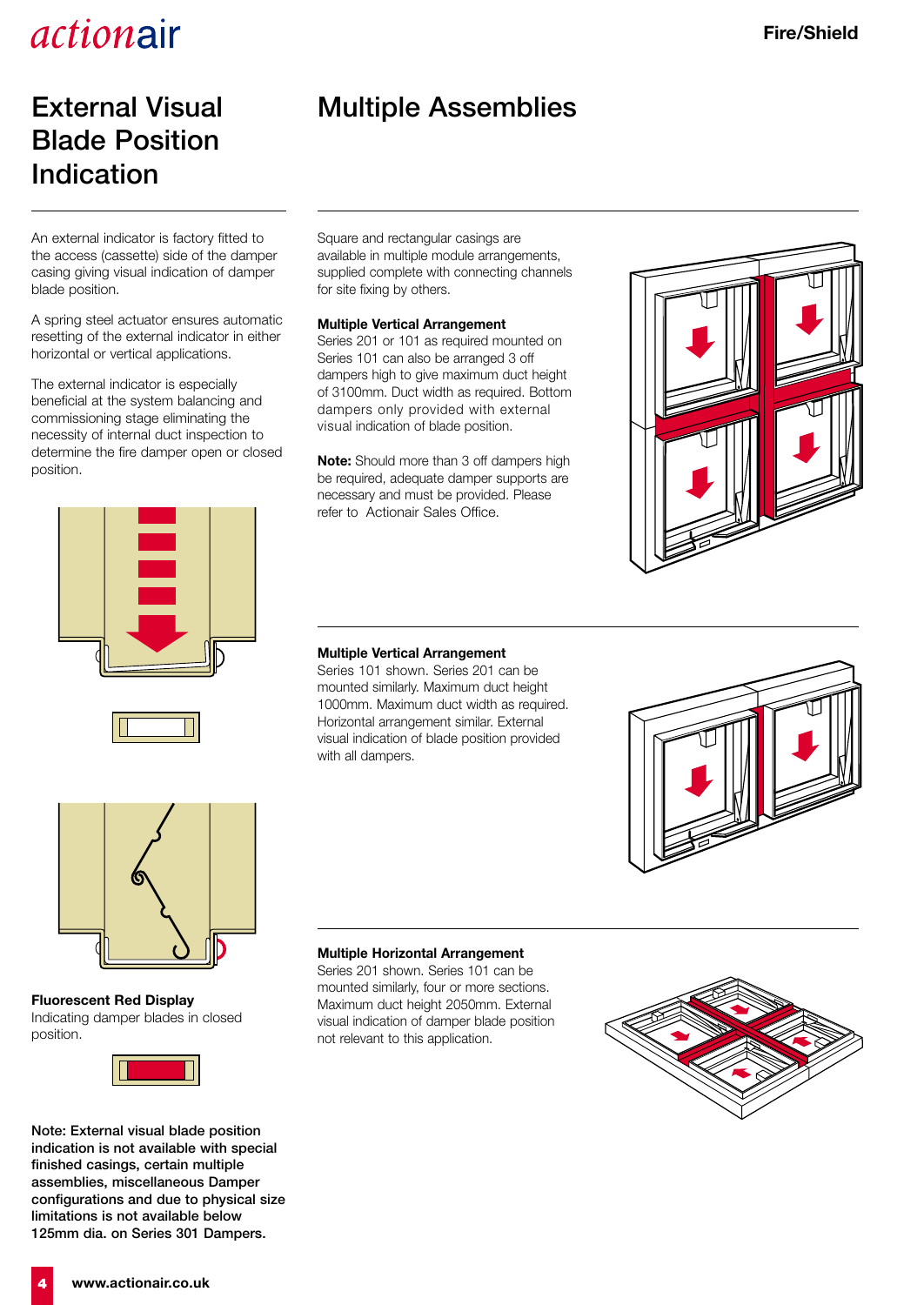## External Visual Blade Position Indication

An external indicator is factory fitted to the access (cassette) side of the damper casing giving visual indication of damper blade position.

A spring steel actuator ensures automatic resetting of the external indicator in either horizontal or vertical applications.

The external indicator is especially beneficial at the system balancing and commissioning stage eliminating the necessity of internal duct inspection to determine the fire damper open or closed position.

**Fluorescent Red Display**
Indicating damper blades in closed position.

**Note: External visual blade position indication is not available with special finished casings, certain multiple assemblies, miscellaneous Damper configurations and due to physical size limitations is not available below 125mm dia. on Series 301 Dampers.**

## Multiple Assemblies

Square and rectangular casings are available in multiple module arrangements, supplied complete with connecting channels for site fixing by others.

**Multiple Vertical Arrangement**
Series 201 or 101 as required mounted on Series 101 can also be arranged 3 off dampers high to give maximum duct height of 3100mm. Duct width as required. Bottom dampers only provided with external visual indication of blade position.

**Note:** Should more than 3 off dampers high be required, adequate damper supports are necessary and must be provided. Please refer to Actionair Sales Office.

**Multiple Vertical Arrangement**
Series 101 shown. Series 201 can be mounted similarly. Maximum duct height 1000mm. Maximum duct width as required. Horizontal arrangement similar. External visual indication of blade position provided with all dampers.

**Multiple Horizontal Arrangement**
Series 201 shown. Series 101 can be mounted similarly, four or more sections. Maximum duct height 2050mm. External visual indication of damper blade position not relevant to this application.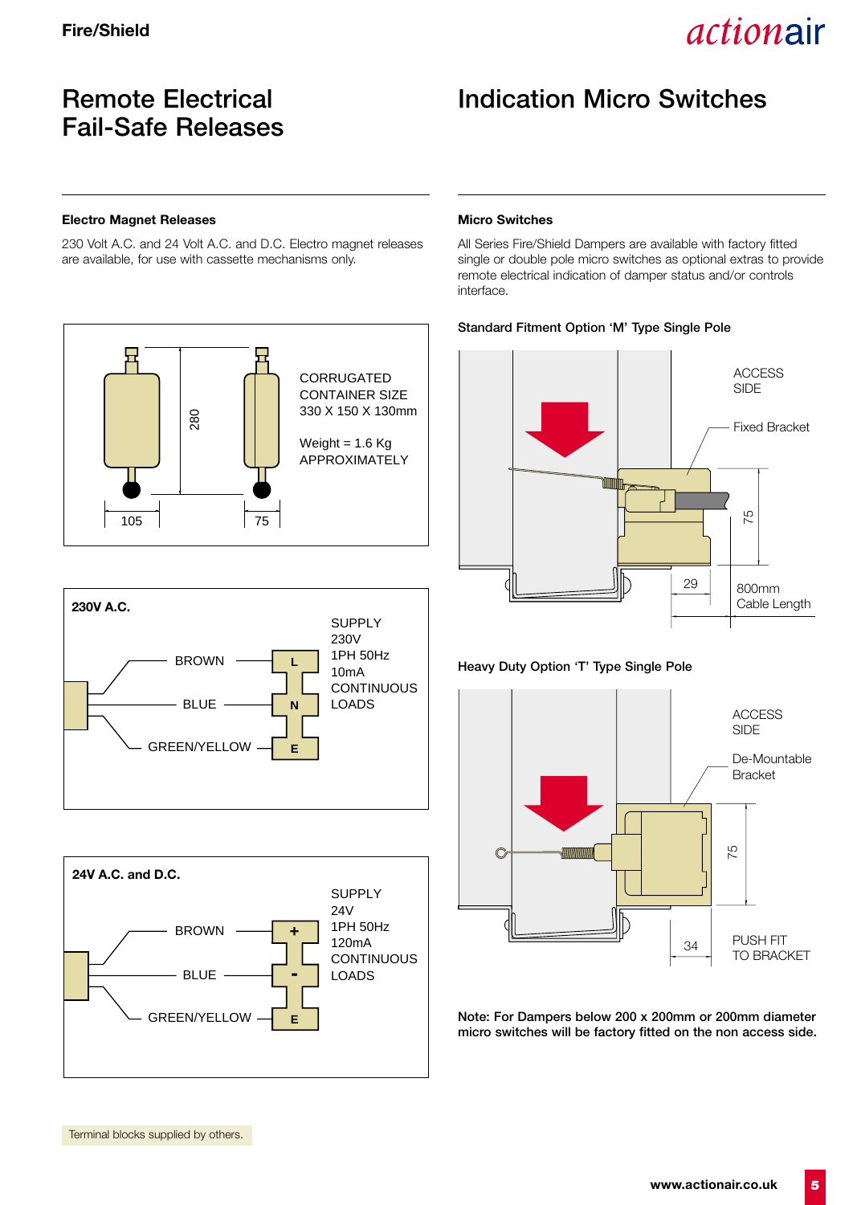# Remote Electrical Fail-Safe Releases

### Electro Magnet Releases

230 Volt A.C. and 24 Volt A.C. and D.C. Electro magnet releases are available, for use with cassette mechanisms only.

280

105

75

CORRUGATED CONTAINER SIZE 330 X 150 X 130mm

Weight = 1.6 Kg APPROXIMATELY

**230V A.C.**

BROWN — L

BLUE — N

GREEN/YELLOW — E

SUPPLY 230V 1PH 50Hz 10mA CONTINUOUS LOADS

**24V A.C. and D.C.**

BROWN — +

BLUE — -

GREEN/YELLOW — E

SUPPLY 24V 1PH 50Hz 120mA CONTINUOUS LOADS

Terminal blocks supplied by others.

# Indication Micro Switches

### Micro Switches

All Series Fire/Shield Dampers are available with factory fitted single or double pole micro switches as optional extras to provide remote electrical indication of damper status and/or controls interface.

**Standard Fitment Option 'M' Type Single Pole**

ACCESS SIDE

Fixed Bracket

75

29

800mm Cable Length

**Heavy Duty Option 'T' Type Single Pole**

ACCESS SIDE

De-Mountable Bracket

75

34

PUSH FIT TO BRACKET

**Note: For Dampers below 200 x 200mm or 200mm diameter micro switches will be factory fitted on the non access side.**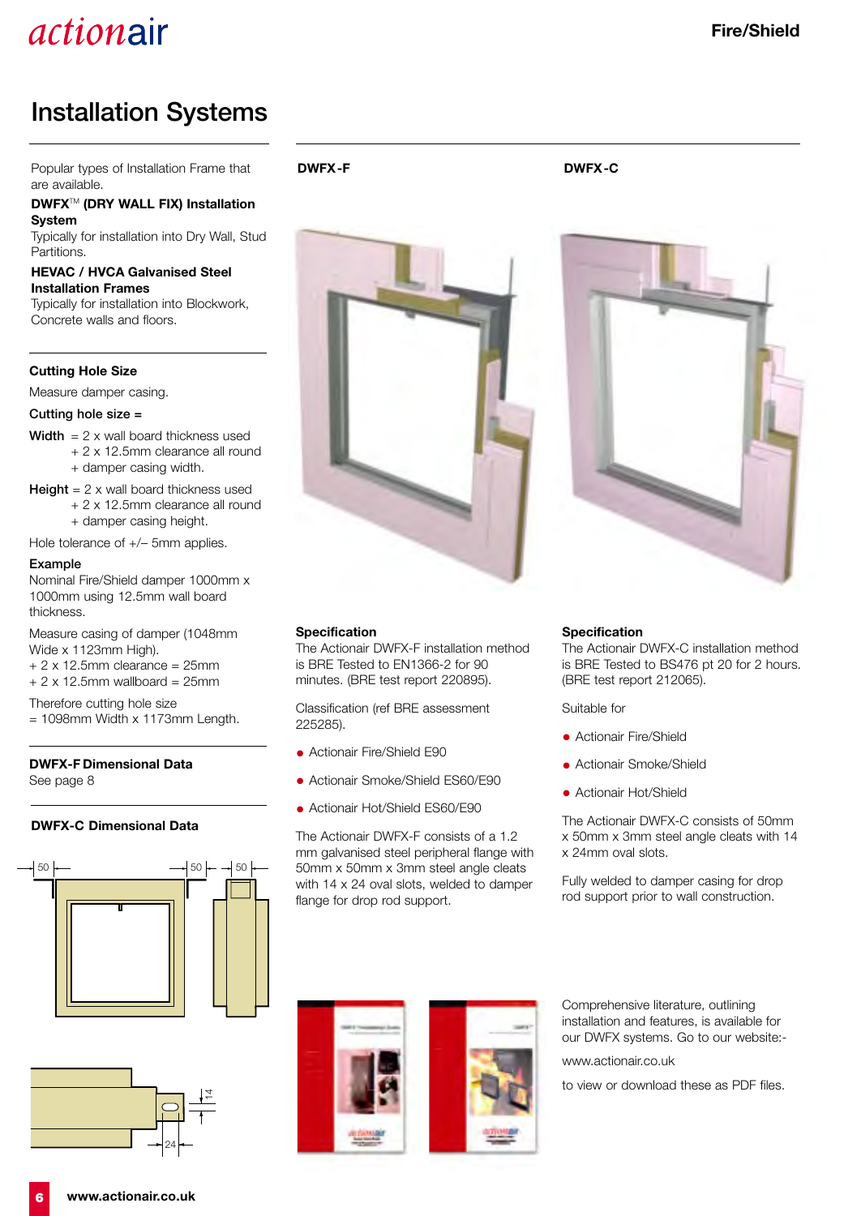# Installation Systems

Popular types of Installation Frame that are available.

**DWFX™ (DRY WALL FIX) Installation System**
Typically for installation into Dry Wall, Stud Partitions.

**HEVAC / HVCA Galvanised Steel Installation Frames**
Typically for installation into Blockwork, Concrete walls and floors.

### Cutting Hole Size

Measure damper casing.

**Cutting hole size =**

**Width** = 2 x wall board thickness used
+ 2 x 12.5mm clearance all round
+ damper casing width.

**Height** = 2 x wall board thickness used
+ 2 x 12.5mm clearance all round
+ damper casing height.

Hole tolerance of +/– 5mm applies.

**Example**
Nominal Fire/Shield damper 1000mm x 1000mm using 12.5mm wall board thickness.

Measure casing of damper (1048mm Wide x 1123mm High).
+ 2 x 12.5mm clearance = 25mm
+ 2 x 12.5mm wallboard = 25mm

Therefore cutting hole size
= 1098mm Width x 1173mm Length.

### DWFX-F Dimensional Data

See page 8

### DWFX-C Dimensional Data

50 | 50 | 50 | 14 | 24

## DWFX-F

### Specification

The Actionair DWFX-F installation method is BRE Tested to EN1366-2 for 90 minutes. (BRE test report 220895).

Classification (ref BRE assessment 225285).

- Actionair Fire/Shield E90
- Actionair Smoke/Shield ES60/E90
- Actionair Hot/Shield ES60/E90

The Actionair DWFX-F consists of a 1.2 mm galvanised steel peripheral flange with 50mm x 50mm x 3mm steel angle cleats with 14 x 24 oval slots, welded to damper flange for drop rod support.

## DWFX-C

### Specification

The Actionair DWFX-C installation method is BRE Tested to BS476 pt 20 for 2 hours. (BRE test report 212065).

Suitable for

- Actionair Fire/Shield
- Actionair Smoke/Shield
- Actionair Hot/Shield

The Actionair DWFX-C consists of 50mm x 50mm x 3mm steel angle cleats with 14 x 24mm oval slots.

Fully welded to damper casing for drop rod support prior to wall construction.

Comprehensive literature, outlining installation and features, is available for our DWFX systems. Go to our website:-

www.actionair.co.uk

to view or download these as PDF files.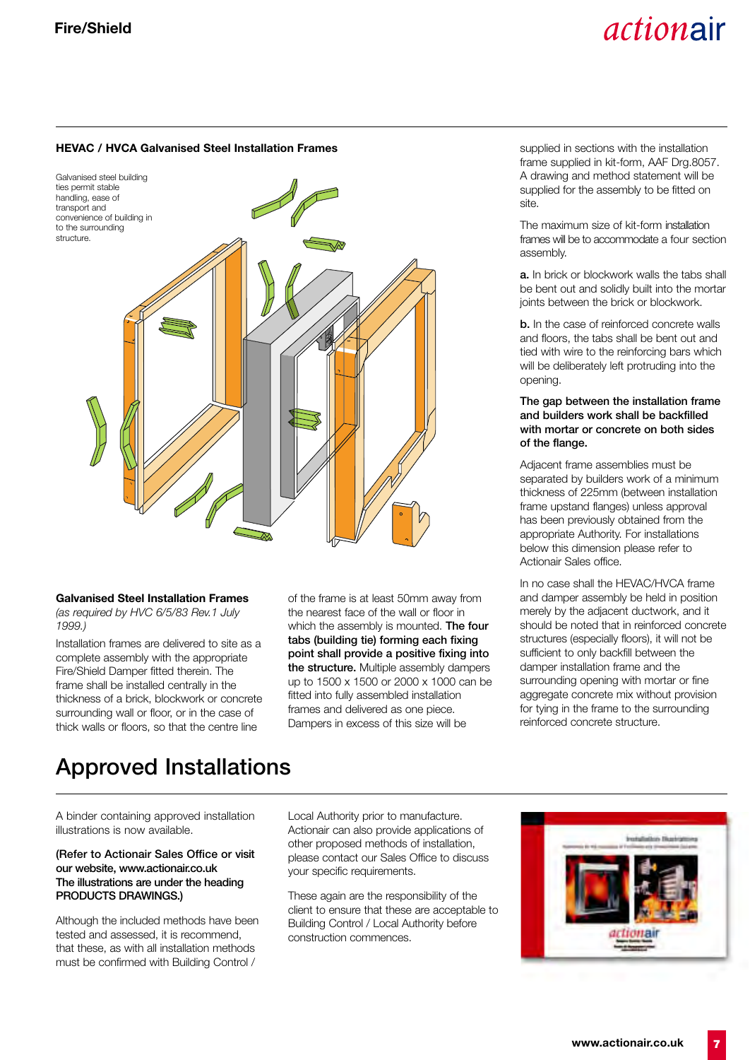## HEVAC / HVCA Galvanised Steel Installation Frames

Galvanised steel building ties permit stable handling, ease of transport and convenience of building in to the surrounding structure.

### Galvanised Steel Installation Frames

*(as required by HVC 6/5/83 Rev.1 July 1999.)*

Installation frames are delivered to site as a complete assembly with the appropriate Fire/Shield Damper fitted therein. The frame shall be installed centrally in the thickness of a brick, blockwork or concrete surrounding wall or floor, or in the case of thick walls or floors, so that the centre line of the frame is at least 50mm away from the nearest face of the wall or floor in which the assembly is mounted. **The four tabs (building tie) forming each fixing point shall provide a positive fixing into the structure.** Multiple assembly dampers up to 1500 x 1500 or 2000 x 1000 can be fitted into fully assembled installation frames and delivered as one piece. Dampers in excess of this size will be supplied in sections with the installation frame supplied in kit-form, AAF Drg.8057. A drawing and method statement will be supplied for the assembly to be fitted on site.

The maximum size of kit-form installation frames will be to accommodate a four section assembly.

**a.** In brick or blockwork walls the tabs shall be bent out and solidly built into the mortar joints between the brick or blockwork.

**b.** In the case of reinforced concrete walls and floors, the tabs shall be bent out and tied with wire to the reinforcing bars which will be deliberately left protruding into the opening.

**The gap between the installation frame and builders work shall be backfilled with mortar or concrete on both sides of the flange.**

Adjacent frame assemblies must be separated by builders work of a minimum thickness of 225mm (between installation frame upstand flanges) unless approval has been previously obtained from the appropriate Authority. For installations below this dimension please refer to Actionair Sales office.

In no case shall the HEVAC/HVCA frame and damper assembly be held in position merely by the adjacent ductwork, and it should be noted that in reinforced concrete structures (especially floors), it will not be sufficient to only backfill between the damper installation frame and the surrounding opening with mortar or fine aggregate concrete mix without provision for tying in the frame to the surrounding reinforced concrete structure.

# Approved Installations

A binder containing approved installation illustrations is now available.

**(Refer to Actionair Sales Office or visit our website, www.actionair.co.uk
The illustrations are under the heading PRODUCTS DRAWINGS.)**

Although the included methods have been tested and assessed, it is recommend, that these, as with all installation methods must be confirmed with Building Control / Local Authority prior to manufacture. Actionair can also provide applications of other proposed methods of installation, please contact our Sales Office to discuss your specific requirements.

These again are the responsibility of the client to ensure that these are acceptable to Building Control / Local Authority before construction commences.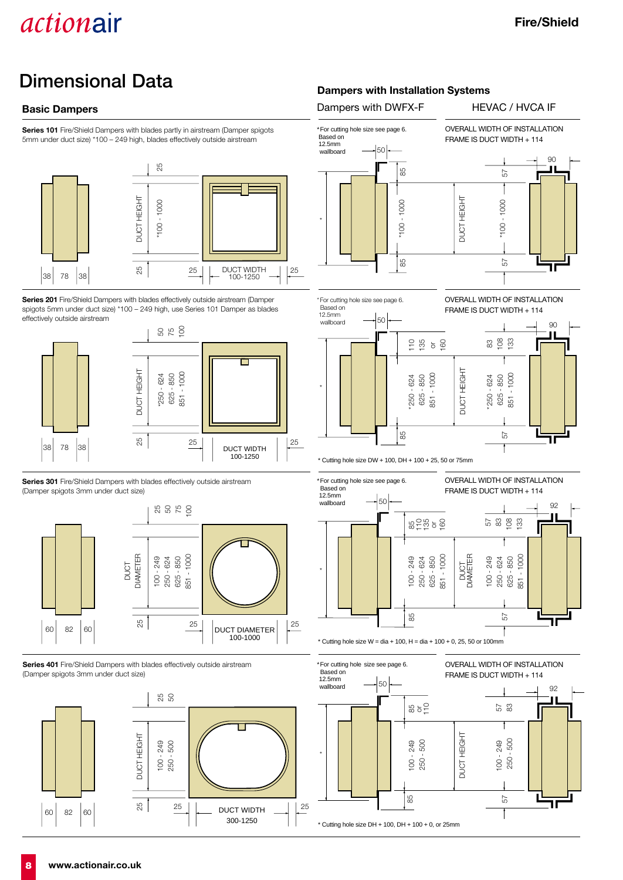# Dimensional Data

## Basic Dampers

**Series 101** Fire/Shield Dampers with blades partly in airstream (Damper spigots 5mm under duct size) *100 – 249 high, blades effectively outside airstream

25

DUCT HEIGHT *100 - 1000

25

38 78 38

25 DUCT WIDTH 100-1250 25

**Series 201** Fire/Shield Dampers with blades effectively outside airstream (Damper spigots 5mm under duct size) *100 – 249 high, use Series 101 Damper as blades effectively outside airstream

50 75 100

DUCT HEIGHT *250 - 624 625 - 850 851 - 1000

25

38 78 38

25 DUCT WIDTH 100-1250 25

**Series 301** Fire/Shield Dampers with blades effectively outside airstream (Damper spigots 3mm under duct size)

25 50 75 100

DUCT DIAMETER 100 - 249 250 - 624 625 - 850 851 - 1000

25

60 82 60

25 DUCT DIAMETER 100-1000 25

**Series 401** Fire/Shield Dampers with blades effectively outside airstream (Damper spigots 3mm under duct size)

25 50

DUCT HEIGHT 100 - 249 250 - 500

25

60 82 60

25 DUCT WIDTH 300-1250 25

## Dampers with Installation Systems

### Dampers with DWFX-F / HEVAC / HVCA IF

*For cutting hole size see page 6. Based on 12.5mm wallboard

50

85 *100 - 1000 85

DUCT HEIGHT

OVERALL WIDTH OF INSTALLATION FRAME IS DUCT WIDTH + 114

90

57 *100 - 1000 57

---

*For cutting hole size see page 6. Based on 12.5mm wallboard

50

110 135 or 160 *250 - 624 625 - 850 851 - 1000 85

DUCT HEIGHT

OVERALL WIDTH OF INSTALLATION FRAME IS DUCT WIDTH + 114

90

83 108 133 *250 - 624 625 - 850 851 - 1000 57

* Cutting hole size DW + 100, DH + 100 + 25, 50 or 75mm

---

*For cutting hole size see page 6. Based on 12.5mm wallboard

50

85 110 135 or 160 100 - 249 250 - 624 625 - 850 851 - 1000 85

DUCT DIAMETER

OVERALL WIDTH OF INSTALLATION FRAME IS DUCT WIDTH + 114

92

57 83 108 133 100 - 249 250 - 624 625 - 850 851 - 1000 57

* Cutting hole size W = dia + 100, H = dia + 100 + 0, 25, 50 or 100mm

---

*For cutting hole size see page 6. Based on 12.5mm wallboard

50

85 or 110 100 - 249 250 - 500 85

DUCT HEIGHT

OVERALL WIDTH OF INSTALLATION FRAME IS DUCT WIDTH + 114

92

57 83 100 - 249 250 - 500 57

* Cutting hole size DH + 100, DH + 100 + 0, or 25mm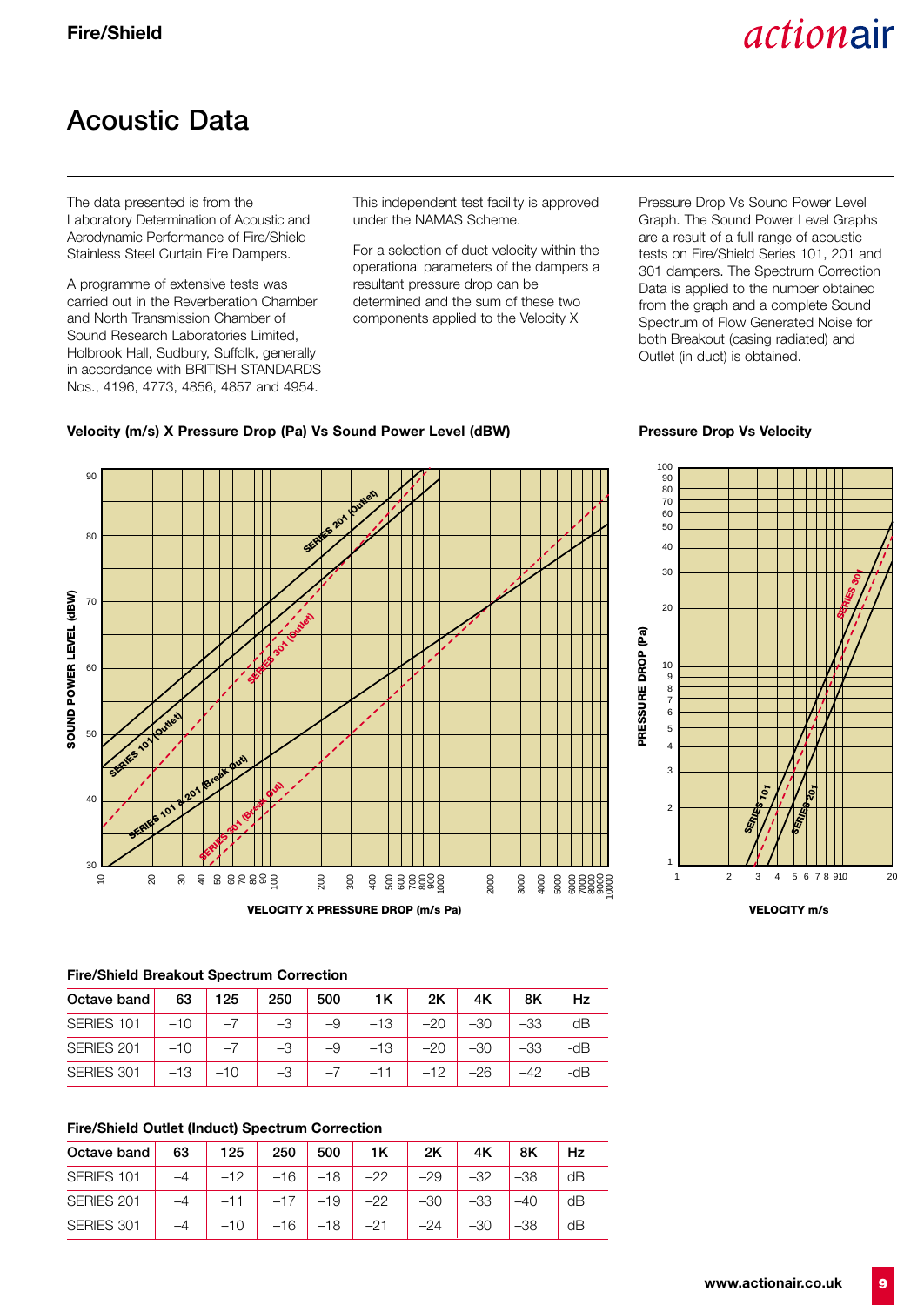## Acoustic Data

The data presented is from the Laboratory Determination of Acoustic and Aerodynamic Performance of Fire/Shield Stainless Steel Curtain Fire Dampers.

A programme of extensive tests was carried out in the Reverberation Chamber and North Transmission Chamber of Sound Research Laboratories Limited, Holbrook Hall, Sudbury, Suffolk, generally in accordance with BRITISH STANDARDS Nos., 4196, 4773, 4856, 4857 and 4954.

This independent test facility is approved under the NAMAS Scheme.

For a selection of duct velocity within the operational parameters of the dampers a resultant pressure drop can be determined and the sum of these two components applied to the Velocity X

Pressure Drop Vs Sound Power Level Graph. The Sound Power Level Graphs are a result of a full range of acoustic tests on Fire/Shield Series 101, 201 and 301 dampers. The Spectrum Correction Data is applied to the number obtained from the graph and a complete Sound Spectrum of Flow Generated Noise for both Breakout (casing radiated) and Outlet (in duct) is obtained.

**Velocity (m/s) X Pressure Drop (Pa) Vs Sound Power Level (dBW)**

**Pressure Drop Vs Velocity**

**Fire/Shield Breakout Spectrum Correction**

| Octave band | 63 | 125 | 250 | 500 | 1K | 2K | 4K | 8K | Hz |
|---|---|---|---|---|---|---|---|---|---|
| SERIES 101 | –10 | –7 | –3 | –9 | –13 | –20 | –30 | –33 | dB |
| SERIES 201 | –10 | –7 | –3 | –9 | –13 | –20 | –30 | –33 | -dB |
| SERIES 301 | –13 | –10 | –3 | –7 | –11 | –12 | –26 | –42 | -dB |

**Fire/Shield Outlet (Induct) Spectrum Correction**

| Octave band | 63 | 125 | 250 | 500 | 1K | 2K | 4K | 8K | Hz |
|---|---|---|---|---|---|---|---|---|---|
| SERIES 101 | –4 | –12 | –16 | –18 | –22 | –29 | –32 | –38 | dB |
| SERIES 201 | –4 | –11 | –17 | –19 | –22 | –30 | –33 | –40 | dB |
| SERIES 301 | –4 | –10 | –16 | –18 | –21 | –24 | –30 | –38 | dB |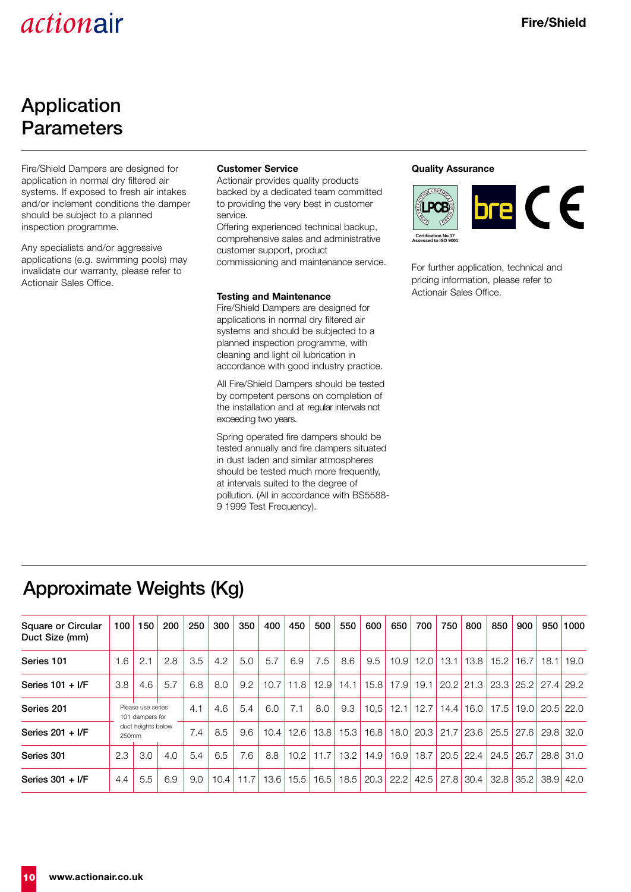## Application Parameters

Fire/Shield Dampers are designed for application in normal dry filtered air systems. If exposed to fresh air intakes and/or inclement conditions the damper should be subject to a planned inspection programme.

Any specialists and/or aggressive applications (e.g. swimming pools) may invalidate our warranty, please refer to Actionair Sales Office.

**Customer Service**

Actionair provides quality products backed by a dedicated team committed to providing the very best in customer service.
Offering experienced technical backup, comprehensive sales and administrative customer support, product commissioning and maintenance service.

**Testing and Maintenance**

Fire/Shield Dampers are designed for applications in normal dry filtered air systems and should be subjected to a planned inspection programme, with cleaning and light oil lubrication in accordance with good industry practice.

All Fire/Shield Dampers should be tested by competent persons on completion of the installation and at regular intervals not exceeding two years.

Spring operated fire dampers should be tested annually and fire dampers situated in dust laden and similar atmospheres should be tested much more frequently, at intervals suited to the degree of pollution. (All in accordance with BS5588-9 1999 Test Frequency).

**Quality Assurance**

Certification No.17
Assessed to ISO 9001

For further application, technical and pricing information, please refer to Actionair Sales Office.

## Approximate Weights (Kg)

| Square or Circular Duct Size (mm) | 100 | 150 | 200 | 250 | 300 | 350 | 400 | 450 | 500 | 550 | 600 | 650 | 700 | 750 | 800 | 850 | 900 | 950 | 1000 |
|---|---|---|---|---|---|---|---|---|---|---|---|---|---|---|---|---|---|---|---|
| Series 101 | 1.6 | 2.1 | 2.8 | 3.5 | 4.2 | 5.0 | 5.7 | 6.9 | 7.5 | 8.6 | 9.5 | 10.9 | 12.0 | 13.1 | 13.8 | 15.2 | 16.7 | 18.1 | 19.0 |
| Series 101 + I/F | 3.8 | 4.6 | 5.7 | 6.8 | 8.0 | 9.2 | 10.7 | 11.8 | 12.9 | 14.1 | 15.8 | 17.9 | 19.1 | 20.2 | 21.3 | 23.3 | 25.2 | 27.4 | 29.2 |
| Series 201 | Please use series 101 dampers for duct heights below 250mm | | | 4.1 | 4.6 | 5.4 | 6.0 | 7.1 | 8.0 | 9.3 | 10,5 | 12.1 | 12.7 | 14.4 | 16.0 | 17.5 | 19.0 | 20.5 | 22.0 |
| Series 201 + I/F | | | | 7.4 | 8.5 | 9.6 | 10.4 | 12.6 | 13.8 | 15.3 | 16.8 | 18.0 | 20.3 | 21.7 | 23.6 | 25.5 | 27.6 | 29.8 | 32.0 |
| Series 301 | 2.3 | 3.0 | 4.0 | 5.4 | 6.5 | 7.6 | 8.8 | 10.2 | 11.7 | 13.2 | 14.9 | 16.9 | 18.7 | 20.5 | 22.4 | 24.5 | 26.7 | 28.8 | 31.0 |
| Series 301 + I/F | 4.4 | 5.5 | 6.9 | 9.0 | 10.4 | 11.7 | 13.6 | 15.5 | 16.5 | 18.5 | 20.3 | 22.2 | 42.5 | 27.8 | 30.4 | 32.8 | 35.2 | 38.9 | 42.0 |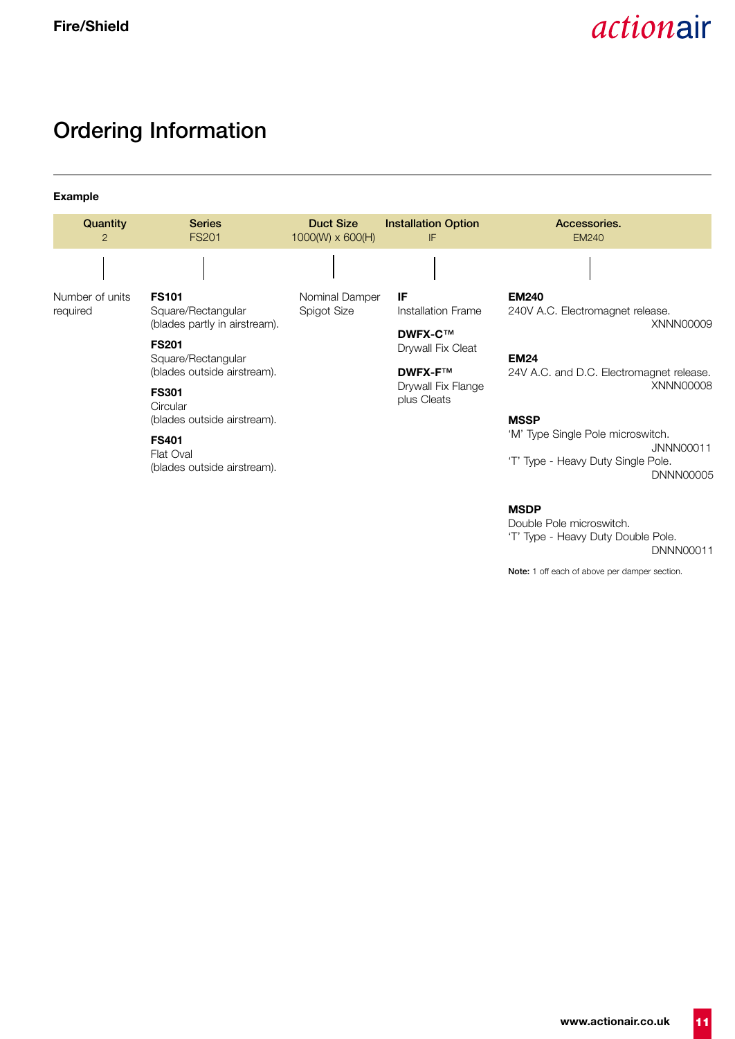## Ordering Information

**Example**

| Quantity | Series | Duct Size | Installation Option | Accessories. |
|---|---|---|---|---|
| 2 | FS201 | 1000(W) x 600(H) | IF | EM240 |

Quantity: Number of units required

Series:

**FS101**
Square/Rectangular
(blades partly in airstream).

**FS201**
Square/Rectangular
(blades outside airstream).

**FS301**
Circular
(blades outside airstream).

**FS401**
Flat Oval
(blades outside airstream).

Duct Size: Nominal Damper Spigot Size

Installation Option:

**IF**
Installation Frame

**DWFX-C™**
Drywall Fix Cleat

**DWFX-F™**
Drywall Fix Flange plus Cleats

Accessories:

**EM240**
240V A.C. Electromagnet release.
XNNN00009

**EM24**
24V A.C. and D.C. Electromagnet release.
XNNN00008

**MSSP**
'M' Type Single Pole microswitch.
JNNN00011
'T' Type - Heavy Duty Single Pole.
DNNN00005

**MSDP**
Double Pole microswitch.
'T' Type - Heavy Duty Double Pole.
DNNN00011

**Note:** 1 off each of above per damper section.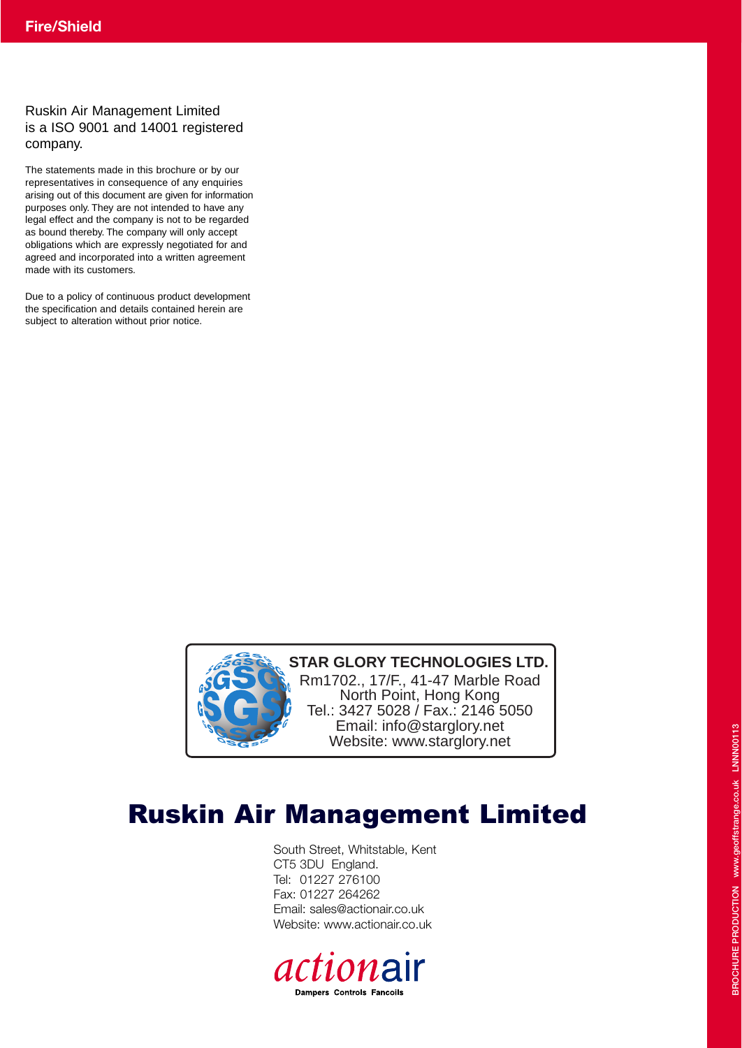Ruskin Air Management Limited is a ISO 9001 and 14001 registered company.

The statements made in this brochure or by our representatives in consequence of any enquiries arising out of this document are given for information purposes only. They are not intended to have any legal effect and the company is not to be regarded as bound thereby. The company will only accept obligations which are expressly negotiated for and agreed and incorporated into a written agreement made with its customers.

Due to a policy of continuous product development the specification and details contained herein are subject to alteration without prior notice.

**STAR GLORY TECHNOLOGIES LTD.**
Rm1702., 17/F., 41-47 Marble Road
North Point, Hong Kong
Tel.: 3427 5028 / Fax.: 2146 5050
Email: info@starglory.net
Website: www.starglory.net

# Ruskin Air Management Limited

South Street, Whitstable, Kent
CT5 3DU England.
Tel: 01227 276100
Fax: 01227 264262
Email: sales@actionair.co.uk
Website: www.actionair.co.uk

actionair
Dampers Controls Fancoils

BROCHURE PRODUCTION www.geoffstrange.co.uk LNNN00113